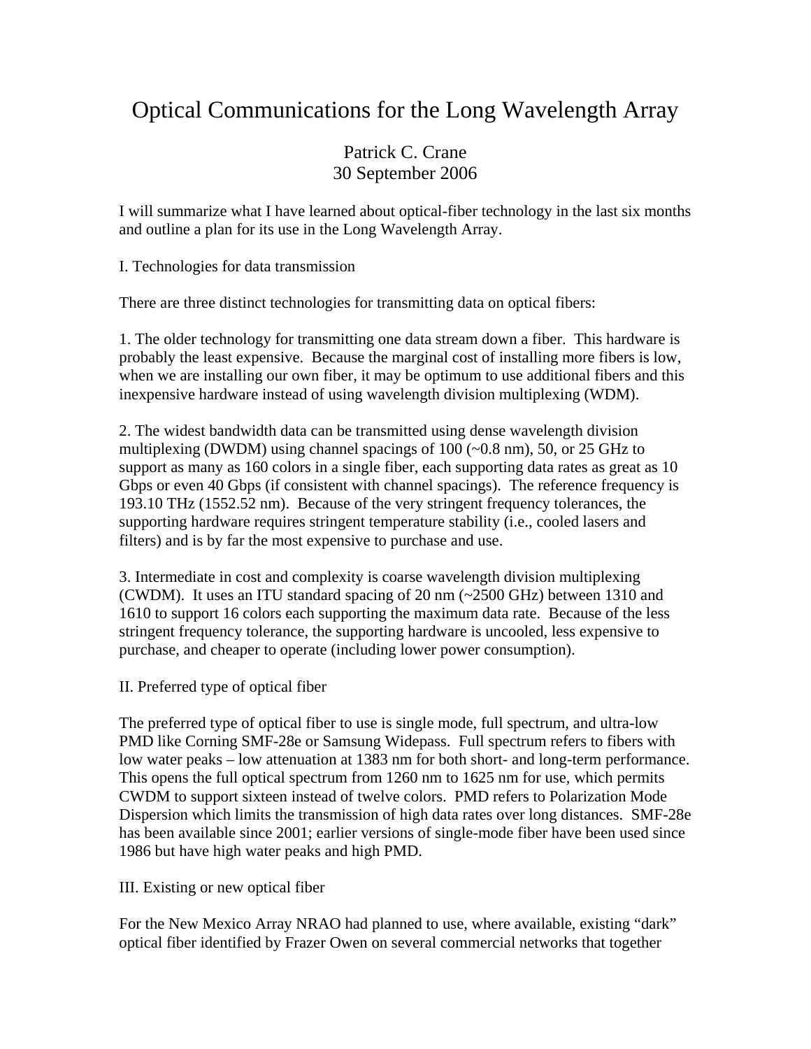# Optical Communications for the Long Wavelength Array

Patrick C. Crane
30 September 2006

I will summarize what I have learned about optical-fiber technology in the last six months and outline a plan for its use in the Long Wavelength Array.

## I. Technologies for data transmission

There are three distinct technologies for transmitting data on optical fibers:

1. The older technology for transmitting one data stream down a fiber. This hardware is probably the least expensive. Because the marginal cost of installing more fibers is low, when we are installing our own fiber, it may be optimum to use additional fibers and this inexpensive hardware instead of using wavelength division multiplexing (WDM).

2. The widest bandwidth data can be transmitted using dense wavelength division multiplexing (DWDM) using channel spacings of 100 (~0.8 nm), 50, or 25 GHz to support as many as 160 colors in a single fiber, each supporting data rates as great as 10 Gbps or even 40 Gbps (if consistent with channel spacings). The reference frequency is 193.10 THz (1552.52 nm). Because of the very stringent frequency tolerances, the supporting hardware requires stringent temperature stability (i.e., cooled lasers and filters) and is by far the most expensive to purchase and use.

3. Intermediate in cost and complexity is coarse wavelength division multiplexing (CWDM). It uses an ITU standard spacing of 20 nm (~2500 GHz) between 1310 and 1610 to support 16 colors each supporting the maximum data rate. Because of the less stringent frequency tolerance, the supporting hardware is uncooled, less expensive to purchase, and cheaper to operate (including lower power consumption).

## II. Preferred type of optical fiber

The preferred type of optical fiber to use is single mode, full spectrum, and ultra-low PMD like Corning SMF-28e or Samsung Widepass. Full spectrum refers to fibers with low water peaks – low attenuation at 1383 nm for both short- and long-term performance. This opens the full optical spectrum from 1260 nm to 1625 nm for use, which permits CWDM to support sixteen instead of twelve colors. PMD refers to Polarization Mode Dispersion which limits the transmission of high data rates over long distances. SMF-28e has been available since 2001; earlier versions of single-mode fiber have been used since 1986 but have high water peaks and high PMD.

## III. Existing or new optical fiber

For the New Mexico Array NRAO had planned to use, where available, existing "dark" optical fiber identified by Frazer Owen on several commercial networks that together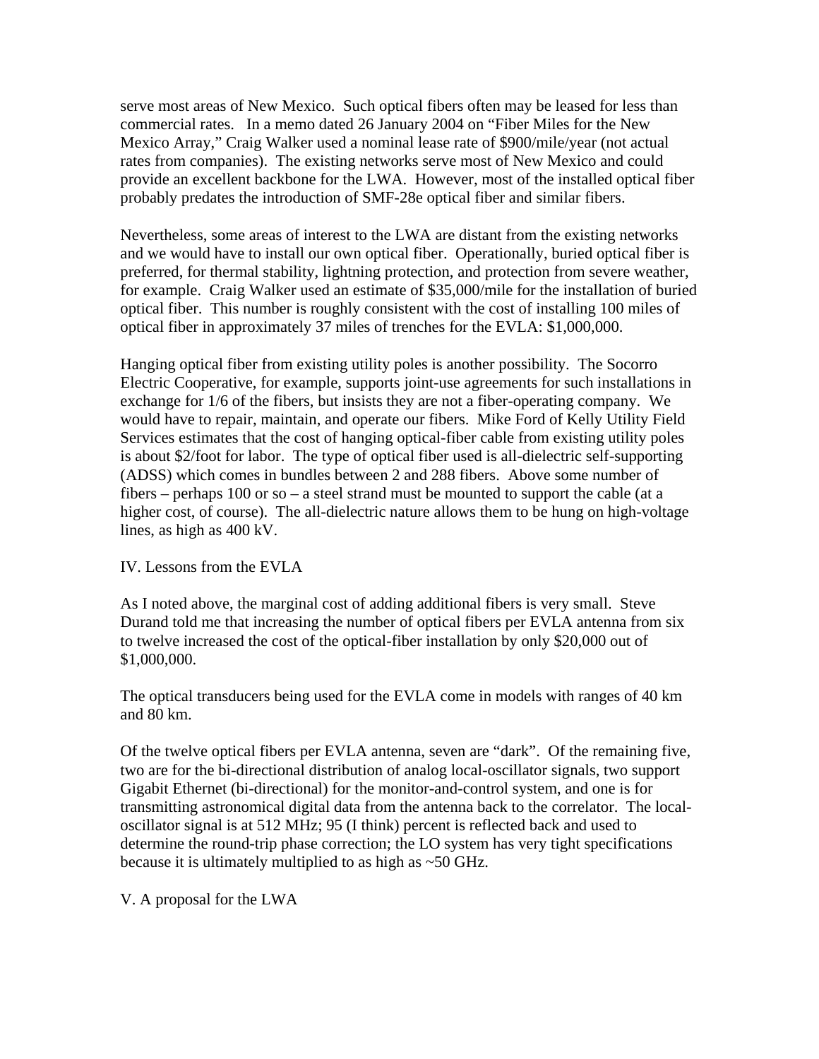serve most areas of New Mexico. Such optical fibers often may be leased for less than commercial rates. In a memo dated 26 January 2004 on "Fiber Miles for the New Mexico Array," Craig Walker used a nominal lease rate of $900/mile/year (not actual rates from companies). The existing networks serve most of New Mexico and could provide an excellent backbone for the LWA. However, most of the installed optical fiber probably predates the introduction of SMF-28e optical fiber and similar fibers.

Nevertheless, some areas of interest to the LWA are distant from the existing networks and we would have to install our own optical fiber. Operationally, buried optical fiber is preferred, for thermal stability, lightning protection, and protection from severe weather, for example. Craig Walker used an estimate of $35,000/mile for the installation of buried optical fiber. This number is roughly consistent with the cost of installing 100 miles of optical fiber in approximately 37 miles of trenches for the EVLA: $1,000,000.

Hanging optical fiber from existing utility poles is another possibility. The Socorro Electric Cooperative, for example, supports joint-use agreements for such installations in exchange for 1/6 of the fibers, but insists they are not a fiber-operating company. We would have to repair, maintain, and operate our fibers. Mike Ford of Kelly Utility Field Services estimates that the cost of hanging optical-fiber cable from existing utility poles is about $2/foot for labor. The type of optical fiber used is all-dielectric self-supporting (ADSS) which comes in bundles between 2 and 288 fibers. Above some number of fibers – perhaps 100 or so – a steel strand must be mounted to support the cable (at a higher cost, of course). The all-dielectric nature allows them to be hung on high-voltage lines, as high as 400 kV.

## IV. Lessons from the EVLA

As I noted above, the marginal cost of adding additional fibers is very small. Steve Durand told me that increasing the number of optical fibers per EVLA antenna from six to twelve increased the cost of the optical-fiber installation by only $20,000 out of $1,000,000.

The optical transducers being used for the EVLA come in models with ranges of 40 km and 80 km.

Of the twelve optical fibers per EVLA antenna, seven are "dark". Of the remaining five, two are for the bi-directional distribution of analog local-oscillator signals, two support Gigabit Ethernet (bi-directional) for the monitor-and-control system, and one is for transmitting astronomical digital data from the antenna back to the correlator. The local-oscillator signal is at 512 MHz; 95 (I think) percent is reflected back and used to determine the round-trip phase correction; the LO system has very tight specifications because it is ultimately multiplied to as high as ~50 GHz.

## V. A proposal for the LWA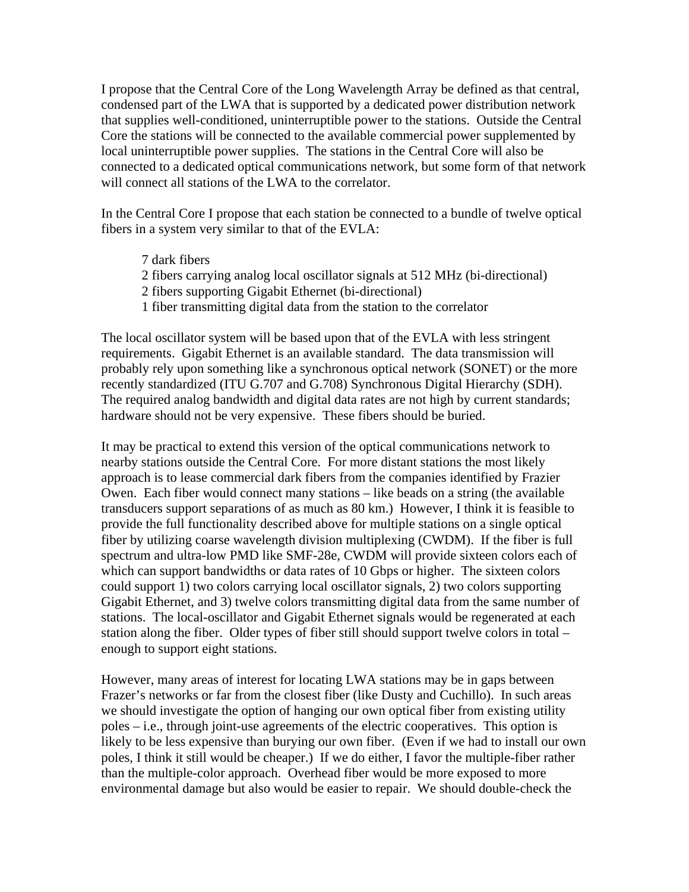I propose that the Central Core of the Long Wavelength Array be defined as that central, condensed part of the LWA that is supported by a dedicated power distribution network that supplies well-conditioned, uninterruptible power to the stations. Outside the Central Core the stations will be connected to the available commercial power supplemented by local uninterruptible power supplies. The stations in the Central Core will also be connected to a dedicated optical communications network, but some form of that network will connect all stations of the LWA to the correlator.

In the Central Core I propose that each station be connected to a bundle of twelve optical fibers in a system very similar to that of the EVLA:

7 dark fibers  
2 fibers carrying analog local oscillator signals at 512 MHz (bi-directional)  
2 fibers supporting Gigabit Ethernet (bi-directional)  
1 fiber transmitting digital data from the station to the correlator

The local oscillator system will be based upon that of the EVLA with less stringent requirements. Gigabit Ethernet is an available standard. The data transmission will probably rely upon something like a synchronous optical network (SONET) or the more recently standardized (ITU G.707 and G.708) Synchronous Digital Hierarchy (SDH). The required analog bandwidth and digital data rates are not high by current standards; hardware should not be very expensive. These fibers should be buried.

It may be practical to extend this version of the optical communications network to nearby stations outside the Central Core. For more distant stations the most likely approach is to lease commercial dark fibers from the companies identified by Frazier Owen. Each fiber would connect many stations – like beads on a string (the available transducers support separations of as much as 80 km.) However, I think it is feasible to provide the full functionality described above for multiple stations on a single optical fiber by utilizing coarse wavelength division multiplexing (CWDM). If the fiber is full spectrum and ultra-low PMD like SMF-28e, CWDM will provide sixteen colors each of which can support bandwidths or data rates of 10 Gbps or higher. The sixteen colors could support 1) two colors carrying local oscillator signals, 2) two colors supporting Gigabit Ethernet, and 3) twelve colors transmitting digital data from the same number of stations. The local-oscillator and Gigabit Ethernet signals would be regenerated at each station along the fiber. Older types of fiber still should support twelve colors in total – enough to support eight stations.

However, many areas of interest for locating LWA stations may be in gaps between Frazer's networks or far from the closest fiber (like Dusty and Cuchillo). In such areas we should investigate the option of hanging our own optical fiber from existing utility poles – i.e., through joint-use agreements of the electric cooperatives. This option is likely to be less expensive than burying our own fiber. (Even if we had to install our own poles, I think it still would be cheaper.) If we do either, I favor the multiple-fiber rather than the multiple-color approach. Overhead fiber would be more exposed to more environmental damage but also would be easier to repair. We should double-check the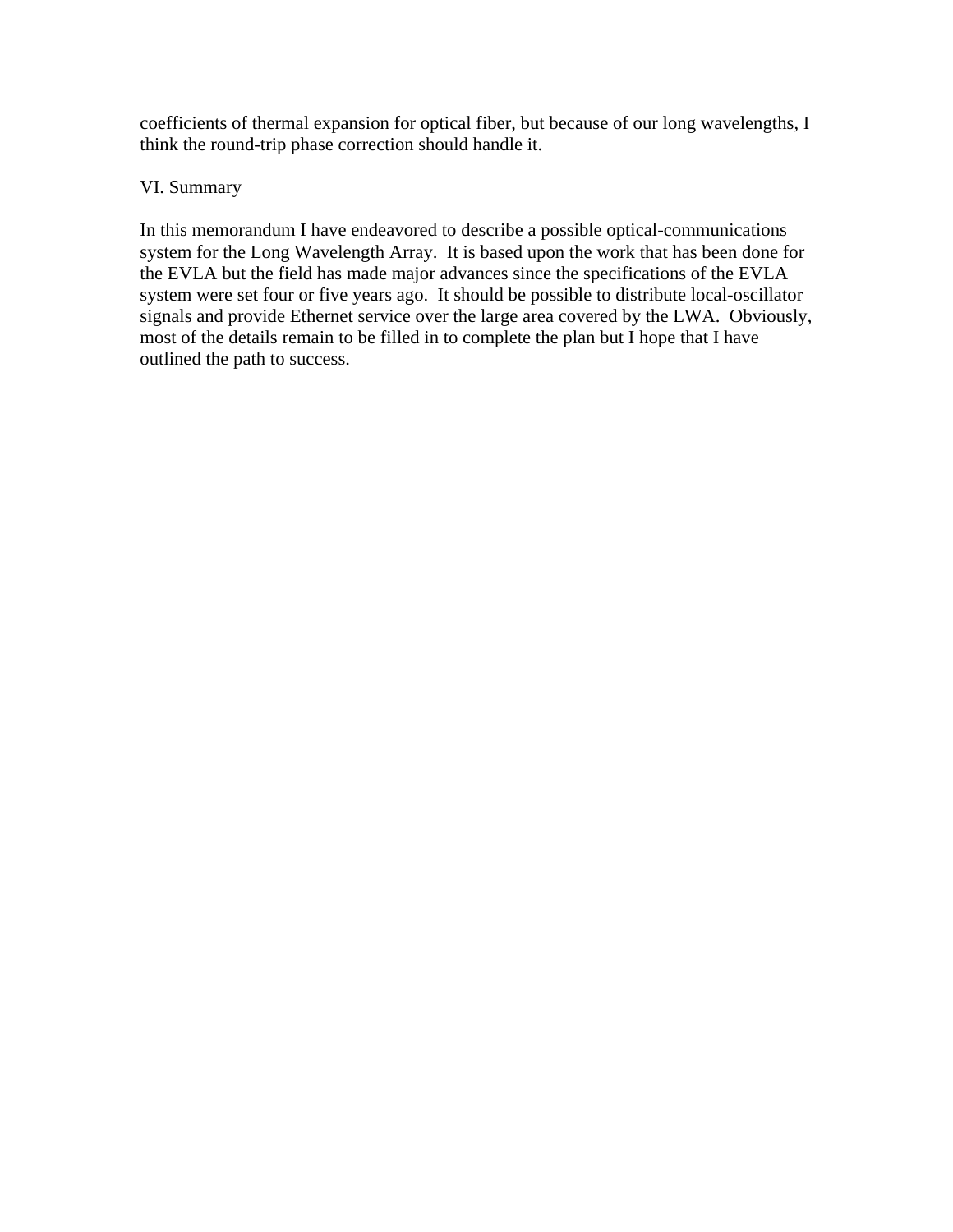coefficients of thermal expansion for optical fiber, but because of our long wavelengths, I think the round-trip phase correction should handle it.

## VI. Summary

In this memorandum I have endeavored to describe a possible optical-communications system for the Long Wavelength Array. It is based upon the work that has been done for the EVLA but the field has made major advances since the specifications of the EVLA system were set four or five years ago. It should be possible to distribute local-oscillator signals and provide Ethernet service over the large area covered by the LWA. Obviously, most of the details remain to be filled in to complete the plan but I hope that I have outlined the path to success.